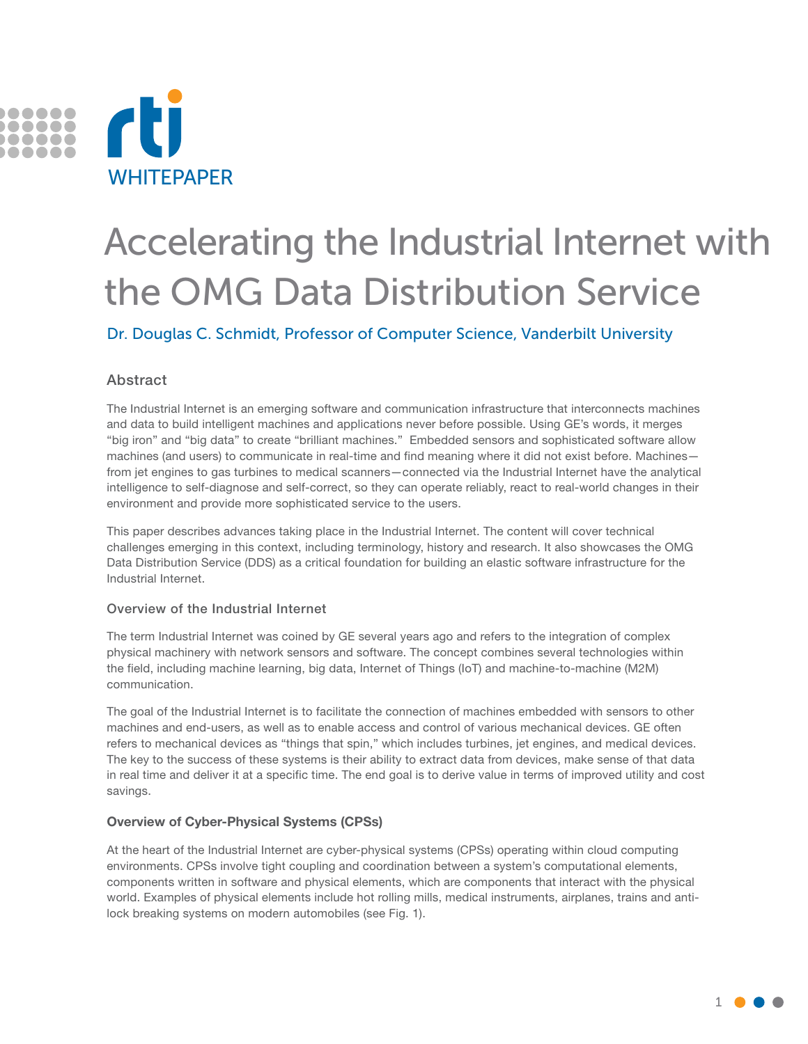RTI WHITEPAPER

# Accelerating the Industrial Internet with the OMG Data Distribution Service

Dr. Douglas C. Schmidt, Professor of Computer Science, Vanderbilt University

## Abstract

The Industrial Internet is an emerging software and communication infrastructure that interconnects machines and data to build intelligent machines and applications never before possible. Using GE's words, it merges "big iron" and "big data" to create "brilliant machines." Embedded sensors and sophisticated software allow machines (and users) to communicate in real-time and find meaning where it did not exist before. Machines—from jet engines to gas turbines to medical scanners—connected via the Industrial Internet have the analytical intelligence to self-diagnose and self-correct, so they can operate reliably, react to real-world changes in their environment and provide more sophisticated service to the users.

This paper describes advances taking place in the Industrial Internet. The content will cover technical challenges emerging in this context, including terminology, history and research. It also showcases the OMG Data Distribution Service (DDS) as a critical foundation for building an elastic software infrastructure for the Industrial Internet.

### Overview of the Industrial Internet

The term Industrial Internet was coined by GE several years ago and refers to the integration of complex physical machinery with network sensors and software. The concept combines several technologies within the field, including machine learning, big data, Internet of Things (IoT) and machine-to-machine (M2M) communication.

The goal of the Industrial Internet is to facilitate the connection of machines embedded with sensors to other machines and end-users, as well as to enable access and control of various mechanical devices. GE often refers to mechanical devices as "things that spin," which includes turbines, jet engines, and medical devices. The key to the success of these systems is their ability to extract data from devices, make sense of that data in real time and deliver it at a specific time. The end goal is to derive value in terms of improved utility and cost savings.

### Overview of Cyber-Physical Systems (CPSs)

At the heart of the Industrial Internet are cyber-physical systems (CPSs) operating within cloud computing environments. CPSs involve tight coupling and coordination between a system's computational elements, components written in software and physical elements, which are components that interact with the physical world. Examples of physical elements include hot rolling mills, medical instruments, airplanes, trains and anti-lock breaking systems on modern automobiles (see Fig. 1).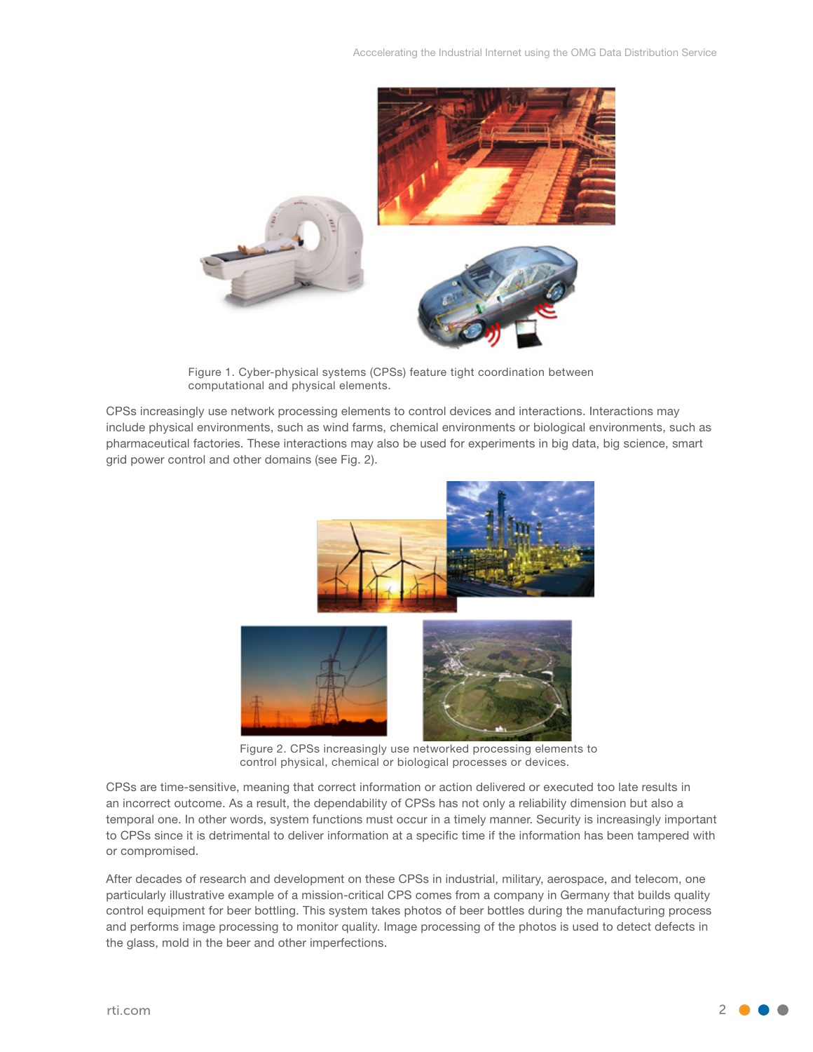Figure 1. Cyber-physical systems (CPSs) feature tight coordination between computational and physical elements.

CPSs increasingly use network processing elements to control devices and interactions. Interactions may include physical environments, such as wind farms, chemical environments or biological environments, such as pharmaceutical factories. These interactions may also be used for experiments in big data, big science, smart grid power control and other domains (see Fig. 2).

Figure 2. CPSs increasingly use networked processing elements to control physical, chemical or biological processes or devices.

CPSs are time-sensitive, meaning that correct information or action delivered or executed too late results in an incorrect outcome. As a result, the dependability of CPSs has not only a reliability dimension but also a temporal one. In other words, system functions must occur in a timely manner. Security is increasingly important to CPSs since it is detrimental to deliver information at a specific time if the information has been tampered with or compromised.

After decades of research and development on these CPSs in industrial, military, aerospace, and telecom, one particularly illustrative example of a mission-critical CPS comes from a company in Germany that builds quality control equipment for beer bottling. This system takes photos of beer bottles during the manufacturing process and performs image processing to monitor quality. Image processing of the photos is used to detect defects in the glass, mold in the beer and other imperfections.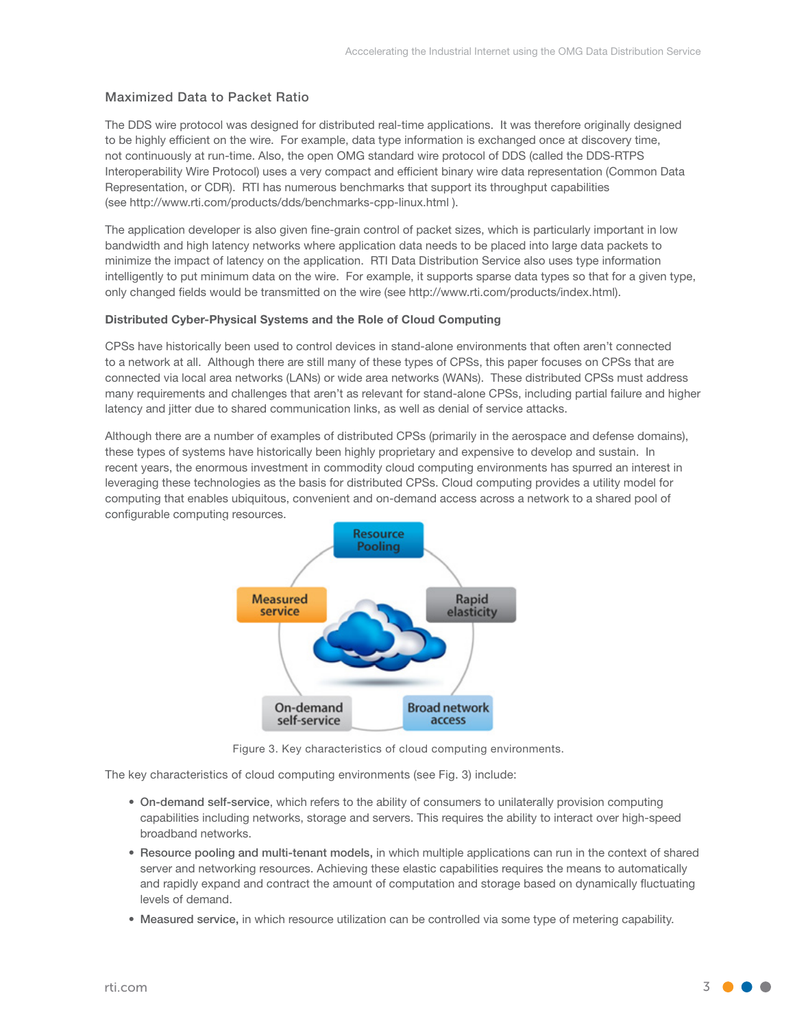## Maximized Data to Packet Ratio

The DDS wire protocol was designed for distributed real-time applications. It was therefore originally designed to be highly efficient on the wire. For example, data type information is exchanged once at discovery time, not continuously at run-time. Also, the open OMG standard wire protocol of DDS (called the DDS-RTPS Interoperability Wire Protocol) uses a very compact and efficient binary wire data representation (Common Data Representation, or CDR). RTI has numerous benchmarks that support its throughput capabilities (see http://www.rti.com/products/dds/benchmarks-cpp-linux.html ).

The application developer is also given fine-grain control of packet sizes, which is particularly important in low bandwidth and high latency networks where application data needs to be placed into large data packets to minimize the impact of latency on the application. RTI Data Distribution Service also uses type information intelligently to put minimum data on the wire. For example, it supports sparse data types so that for a given type, only changed fields would be transmitted on the wire (see http://www.rti.com/products/index.html).

**Distributed Cyber-Physical Systems and the Role of Cloud Computing**

CPSs have historically been used to control devices in stand-alone environments that often aren't connected to a network at all. Although there are still many of these types of CPSs, this paper focuses on CPSs that are connected via local area networks (LANs) or wide area networks (WANs). These distributed CPSs must address many requirements and challenges that aren't as relevant for stand-alone CPSs, including partial failure and higher latency and jitter due to shared communication links, as well as denial of service attacks.

Although there are a number of examples of distributed CPSs (primarily in the aerospace and defense domains), these types of systems have historically been highly proprietary and expensive to develop and sustain. In recent years, the enormous investment in commodity cloud computing environments has spurred an interest in leveraging these technologies as the basis for distributed CPSs. Cloud computing provides a utility model for computing that enables ubiquitous, convenient and on-demand access across a network to a shared pool of configurable computing resources.

Figure 3. Key characteristics of cloud computing environments.

The key characteristics of cloud computing environments (see Fig. 3) include:

- On-demand self-service, which refers to the ability of consumers to unilaterally provision computing capabilities including networks, storage and servers. This requires the ability to interact over high-speed broadband networks.
- Resource pooling and multi-tenant models, in which multiple applications can run in the context of shared server and networking resources. Achieving these elastic capabilities requires the means to automatically and rapidly expand and contract the amount of computation and storage based on dynamically fluctuating levels of demand.
- Measured service, in which resource utilization can be controlled via some type of metering capability.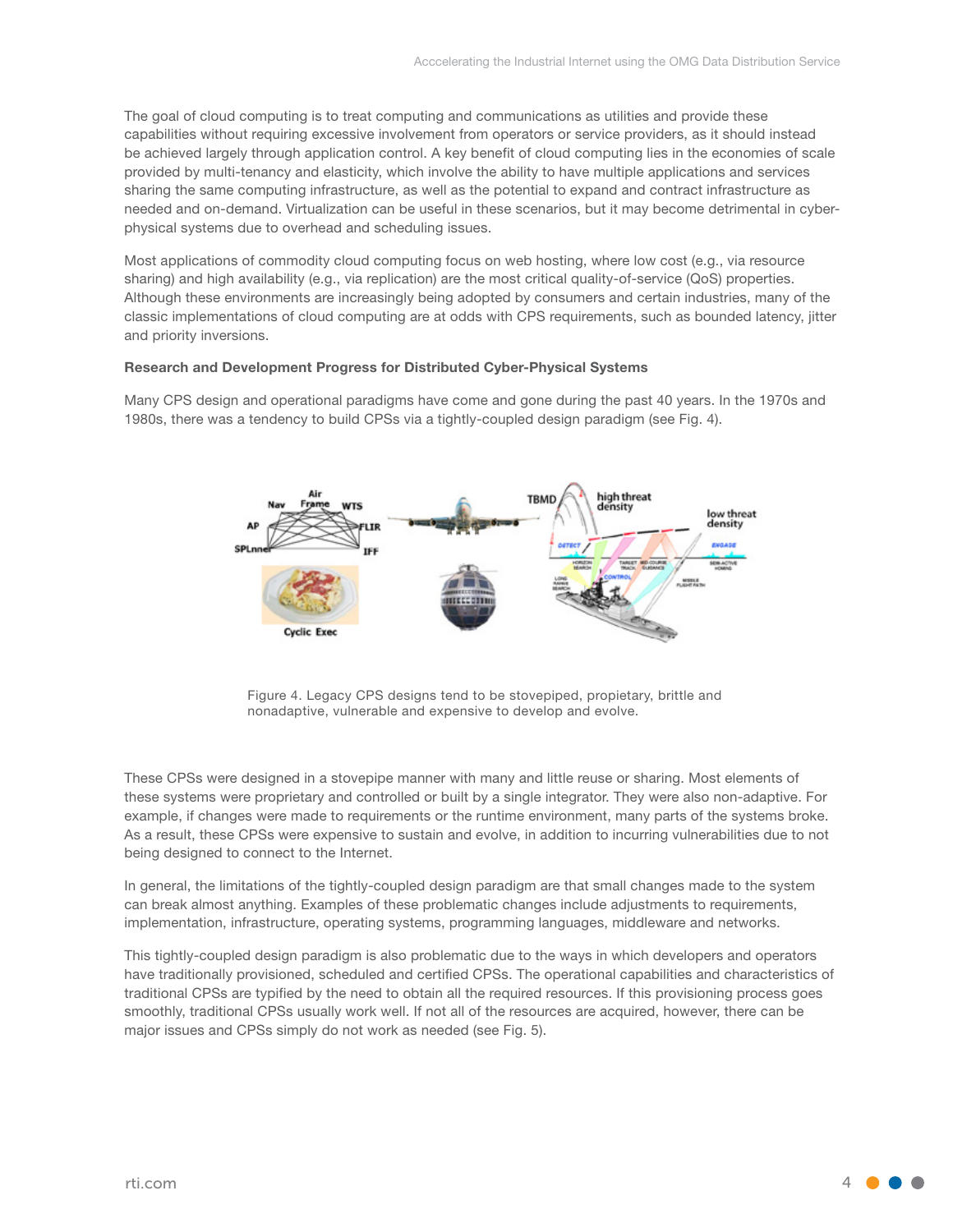The goal of cloud computing is to treat computing and communications as utilities and provide these capabilities without requiring excessive involvement from operators or service providers, as it should instead be achieved largely through application control. A key benefit of cloud computing lies in the economies of scale provided by multi-tenancy and elasticity, which involve the ability to have multiple applications and services sharing the same computing infrastructure, as well as the potential to expand and contract infrastructure as needed and on-demand. Virtualization can be useful in these scenarios, but it may become detrimental in cyber-physical systems due to overhead and scheduling issues.

Most applications of commodity cloud computing focus on web hosting, where low cost (e.g., via resource sharing) and high availability (e.g., via replication) are the most critical quality-of-service (QoS) properties. Although these environments are increasingly being adopted by consumers and certain industries, many of the classic implementations of cloud computing are at odds with CPS requirements, such as bounded latency, jitter and priority inversions.

**Research and Development Progress for Distributed Cyber-Physical Systems**

Many CPS design and operational paradigms have come and gone during the past 40 years. In the 1970s and 1980s, there was a tendency to build CPSs via a tightly-coupled design paradigm (see Fig. 4).

Figure 4. Legacy CPS designs tend to be stovepiped, propietary, brittle and nonadaptive, vulnerable and expensive to develop and evolve.

These CPSs were designed in a stovepipe manner with many and little reuse or sharing. Most elements of these systems were proprietary and controlled or built by a single integrator. They were also non-adaptive. For example, if changes were made to requirements or the runtime environment, many parts of the systems broke. As a result, these CPSs were expensive to sustain and evolve, in addition to incurring vulnerabilities due to not being designed to connect to the Internet.

In general, the limitations of the tightly-coupled design paradigm are that small changes made to the system can break almost anything. Examples of these problematic changes include adjustments to requirements, implementation, infrastructure, operating systems, programming languages, middleware and networks.

This tightly-coupled design paradigm is also problematic due to the ways in which developers and operators have traditionally provisioned, scheduled and certified CPSs. The operational capabilities and characteristics of traditional CPSs are typified by the need to obtain all the required resources. If this provisioning process goes smoothly, traditional CPSs usually work well. If not all of the resources are acquired, however, there can be major issues and CPSs simply do not work as needed (see Fig. 5).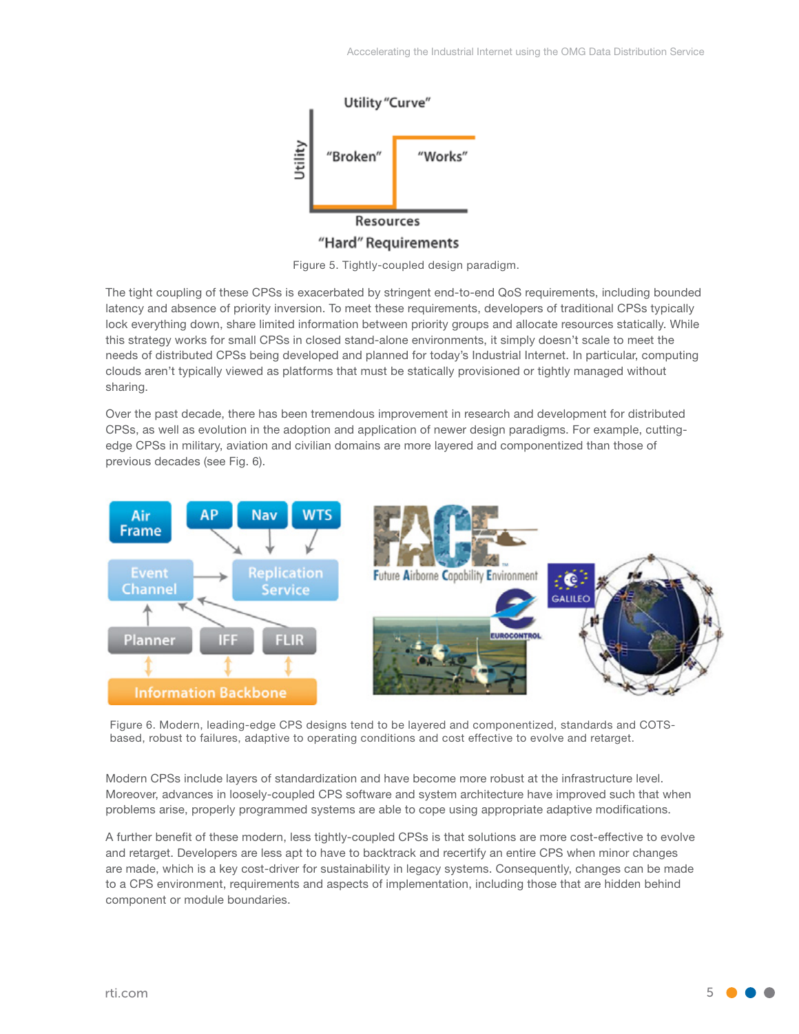Figure 5. Tightly-coupled design paradigm.

The tight coupling of these CPSs is exacerbated by stringent end-to-end QoS requirements, including bounded latency and absence of priority inversion. To meet these requirements, developers of traditional CPSs typically lock everything down, share limited information between priority groups and allocate resources statically. While this strategy works for small CPSs in closed stand-alone environments, it simply doesn't scale to meet the needs of distributed CPSs being developed and planned for today's Industrial Internet. In particular, computing clouds aren't typically viewed as platforms that must be statically provisioned or tightly managed without sharing.

Over the past decade, there has been tremendous improvement in research and development for distributed CPSs, as well as evolution in the adoption and application of newer design paradigms. For example, cutting-edge CPSs in military, aviation and civilian domains are more layered and componentized than those of previous decades (see Fig. 6).

Figure 6. Modern, leading-edge CPS designs tend to be layered and componentized, standards and COTS-based, robust to failures, adaptive to operating conditions and cost effective to evolve and retarget.

Modern CPSs include layers of standardization and have become more robust at the infrastructure level. Moreover, advances in loosely-coupled CPS software and system architecture have improved such that when problems arise, properly programmed systems are able to cope using appropriate adaptive modifications.

A further benefit of these modern, less tightly-coupled CPSs is that solutions are more cost-effective to evolve and retarget. Developers are less apt to have to backtrack and recertify an entire CPS when minor changes are made, which is a key cost-driver for sustainability in legacy systems. Consequently, changes can be made to a CPS environment, requirements and aspects of implementation, including those that are hidden behind component or module boundaries.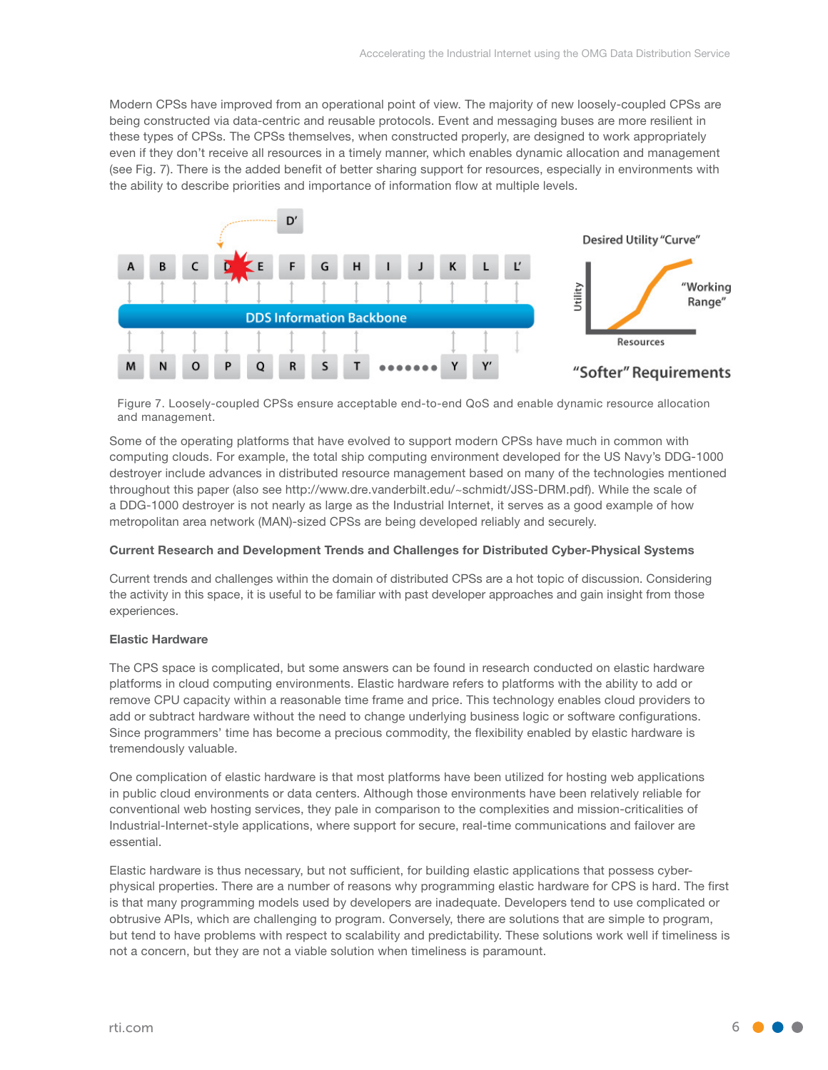Modern CPSs have improved from an operational point of view. The majority of new loosely-coupled CPSs are being constructed via data-centric and reusable protocols. Event and messaging buses are more resilient in these types of CPSs. The CPSs themselves, when constructed properly, are designed to work appropriately even if they don't receive all resources in a timely manner, which enables dynamic allocation and management (see Fig. 7). There is the added benefit of better sharing support for resources, especially in environments with the ability to describe priorities and importance of information flow at multiple levels.

Figure 7. Loosely-coupled CPSs ensure acceptable end-to-end QoS and enable dynamic resource allocation and management.

Some of the operating platforms that have evolved to support modern CPSs have much in common with computing clouds. For example, the total ship computing environment developed for the US Navy's DDG-1000 destroyer include advances in distributed resource management based on many of the technologies mentioned throughout this paper (also see http://www.dre.vanderbilt.edu/~schmidt/JSS-DRM.pdf). While the scale of a DDG-1000 destroyer is not nearly as large as the Industrial Internet, it serves as a good example of how metropolitan area network (MAN)-sized CPSs are being developed reliably and securely.

**Current Research and Development Trends and Challenges for Distributed Cyber-Physical Systems**

Current trends and challenges within the domain of distributed CPSs are a hot topic of discussion. Considering the activity in this space, it is useful to be familiar with past developer approaches and gain insight from those experiences.

**Elastic Hardware**

The CPS space is complicated, but some answers can be found in research conducted on elastic hardware platforms in cloud computing environments. Elastic hardware refers to platforms with the ability to add or remove CPU capacity within a reasonable time frame and price. This technology enables cloud providers to add or subtract hardware without the need to change underlying business logic or software configurations. Since programmers' time has become a precious commodity, the flexibility enabled by elastic hardware is tremendously valuable.

One complication of elastic hardware is that most platforms have been utilized for hosting web applications in public cloud environments or data centers. Although those environments have been relatively reliable for conventional web hosting services, they pale in comparison to the complexities and mission-criticalities of Industrial-Internet-style applications, where support for secure, real-time communications and failover are essential.

Elastic hardware is thus necessary, but not sufficient, for building elastic applications that possess cyber-physical properties. There are a number of reasons why programming elastic hardware for CPS is hard. The first is that many programming models used by developers are inadequate. Developers tend to use complicated or obtrusive APIs, which are challenging to program. Conversely, there are solutions that are simple to program, but tend to have problems with respect to scalability and predictability. These solutions work well if timeliness is not a concern, but they are not a viable solution when timeliness is paramount.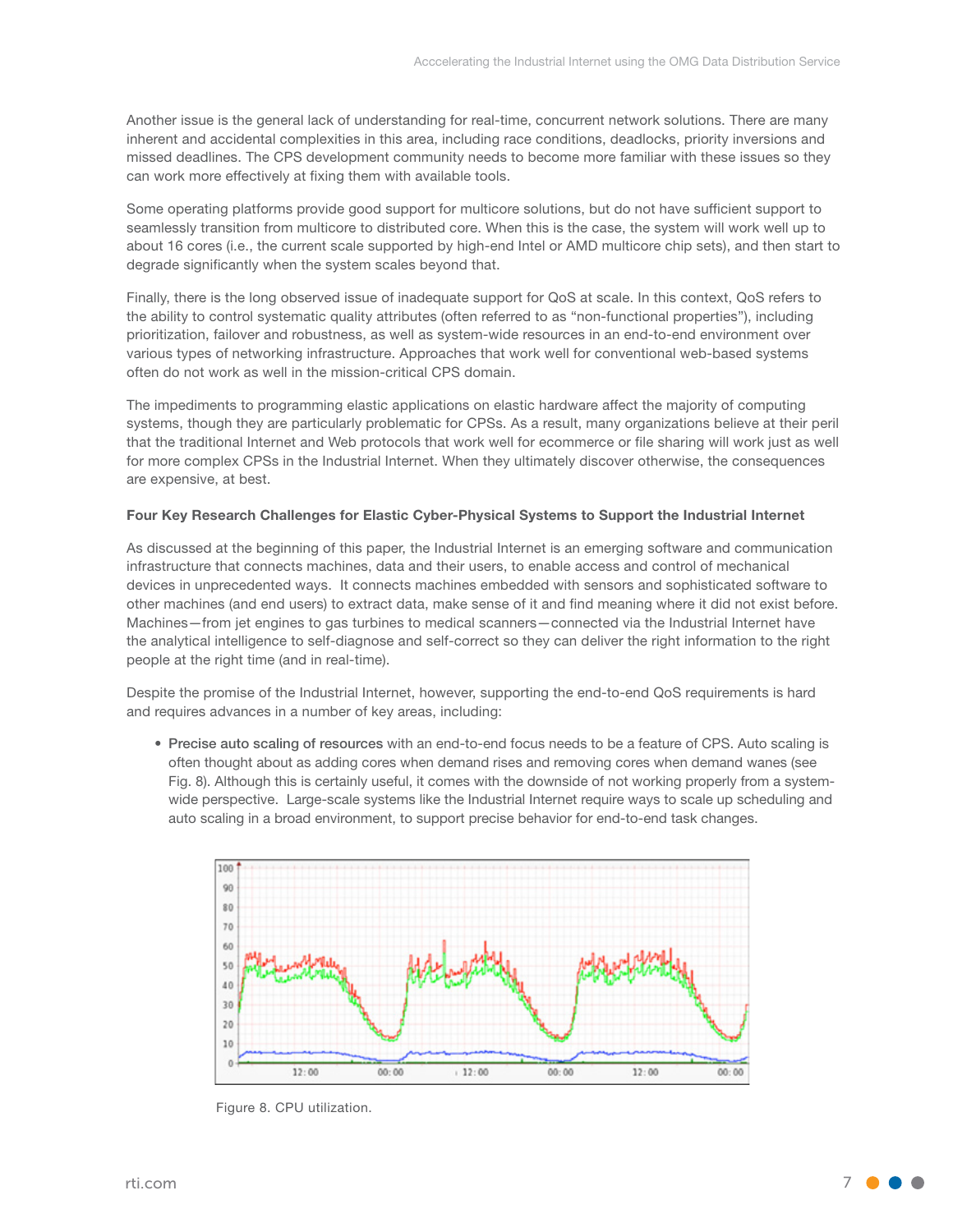Another issue is the general lack of understanding for real-time, concurrent network solutions. There are many inherent and accidental complexities in this area, including race conditions, deadlocks, priority inversions and missed deadlines. The CPS development community needs to become more familiar with these issues so they can work more effectively at fixing them with available tools.

Some operating platforms provide good support for multicore solutions, but do not have sufficient support to seamlessly transition from multicore to distributed core. When this is the case, the system will work well up to about 16 cores (i.e., the current scale supported by high-end Intel or AMD multicore chip sets), and then start to degrade significantly when the system scales beyond that.

Finally, there is the long observed issue of inadequate support for QoS at scale. In this context, QoS refers to the ability to control systematic quality attributes (often referred to as "non-functional properties"), including prioritization, failover and robustness, as well as system-wide resources in an end-to-end environment over various types of networking infrastructure. Approaches that work well for conventional web-based systems often do not work as well in the mission-critical CPS domain.

The impediments to programming elastic applications on elastic hardware affect the majority of computing systems, though they are particularly problematic for CPSs. As a result, many organizations believe at their peril that the traditional Internet and Web protocols that work well for ecommerce or file sharing will work just as well for more complex CPSs in the Industrial Internet. When they ultimately discover otherwise, the consequences are expensive, at best.

**Four Key Research Challenges for Elastic Cyber-Physical Systems to Support the Industrial Internet**

As discussed at the beginning of this paper, the Industrial Internet is an emerging software and communication infrastructure that connects machines, data and their users, to enable access and control of mechanical devices in unprecedented ways. It connects machines embedded with sensors and sophisticated software to other machines (and end users) to extract data, make sense of it and find meaning where it did not exist before. Machines—from jet engines to gas turbines to medical scanners—connected via the Industrial Internet have the analytical intelligence to self-diagnose and self-correct so they can deliver the right information to the right people at the right time (and in real-time).

Despite the promise of the Industrial Internet, however, supporting the end-to-end QoS requirements is hard and requires advances in a number of key areas, including:

- **Precise auto scaling of resources** with an end-to-end focus needs to be a feature of CPS. Auto scaling is often thought about as adding cores when demand rises and removing cores when demand wanes (see Fig. 8). Although this is certainly useful, it comes with the downside of not working properly from a system-wide perspective. Large-scale systems like the Industrial Internet require ways to scale up scheduling and auto scaling in a broad environment, to support precise behavior for end-to-end task changes.

Figure 8. CPU utilization.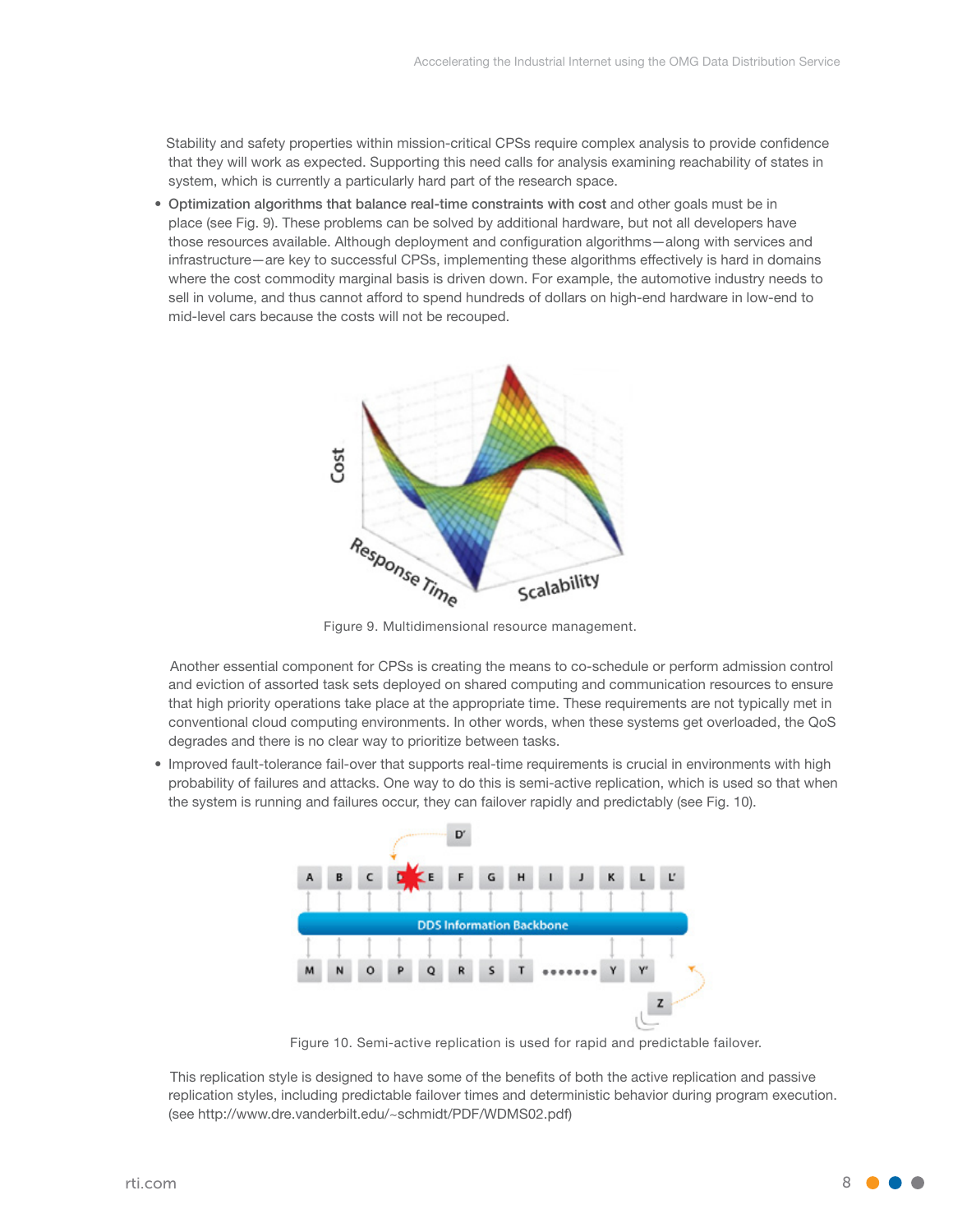Stability and safety properties within mission-critical CPSs require complex analysis to provide confidence that they will work as expected. Supporting this need calls for analysis examining reachability of states in system, which is currently a particularly hard part of the research space.

- Optimization algorithms that balance real-time constraints with cost and other goals must be in place (see Fig. 9). These problems can be solved by additional hardware, but not all developers have those resources available. Although deployment and configuration algorithms—along with services and infrastructure—are key to successful CPSs, implementing these algorithms effectively is hard in domains where the cost commodity marginal basis is driven down. For example, the automotive industry needs to sell in volume, and thus cannot afford to spend hundreds of dollars on high-end hardware in low-end to mid-level cars because the costs will not be recouped.

Figure 9. Multidimensional resource management.

Another essential component for CPSs is creating the means to co-schedule or perform admission control and eviction of assorted task sets deployed on shared computing and communication resources to ensure that high priority operations take place at the appropriate time. These requirements are not typically met in conventional cloud computing environments. In other words, when these systems get overloaded, the QoS degrades and there is no clear way to prioritize between tasks.

- Improved fault-tolerance fail-over that supports real-time requirements is crucial in environments with high probability of failures and attacks. One way to do this is semi-active replication, which is used so that when the system is running and failures occur, they can failover rapidly and predictably (see Fig. 10).

Figure 10. Semi-active replication is used for rapid and predictable failover.

This replication style is designed to have some of the benefits of both the active replication and passive replication styles, including predictable failover times and deterministic behavior during program execution. (see http://www.dre.vanderbilt.edu/~schmidt/PDF/WDMS02.pdf)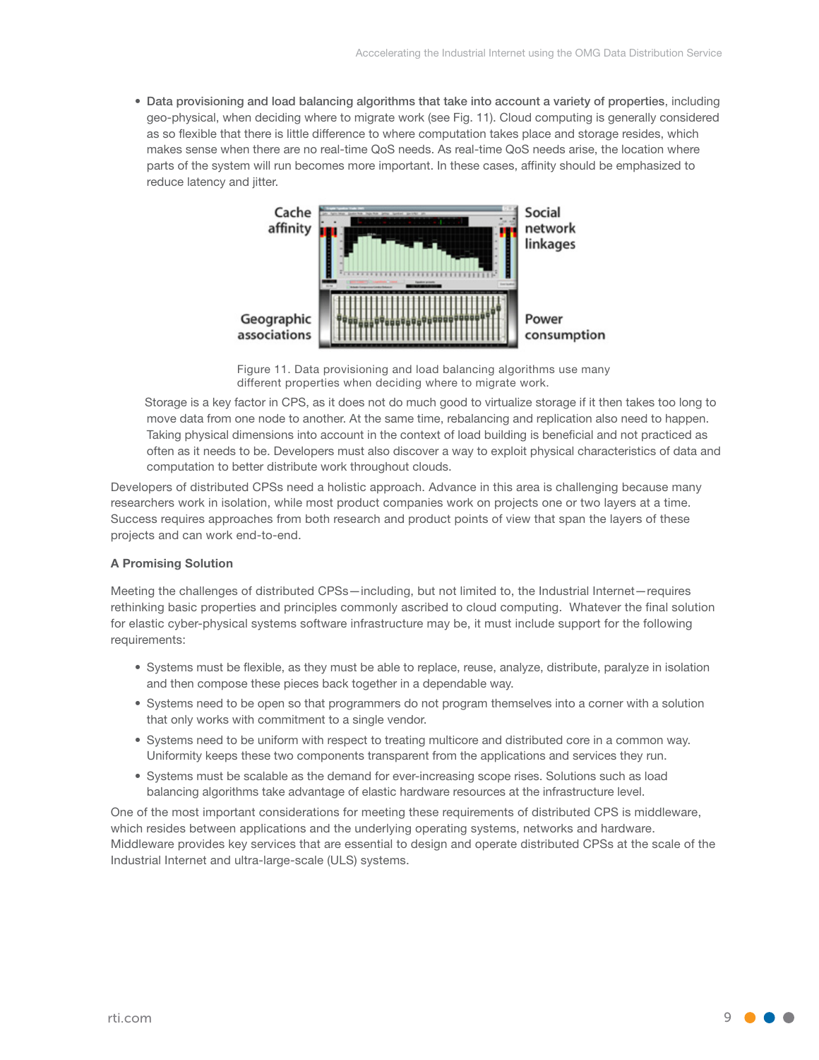- **Data provisioning and load balancing algorithms that take into account a variety of properties**, including geo-physical, when deciding where to migrate work (see Fig. 11). Cloud computing is generally considered as so flexible that there is little difference to where computation takes place and storage resides, which makes sense when there are no real-time QoS needs. As real-time QoS needs arise, the location where parts of the system will run becomes more important. In these cases, affinity should be emphasized to reduce latency and jitter.

Cache affinity

Social network linkages

Geographic associations

Power consumption

Figure 11. Data provisioning and load balancing algorithms use many different properties when deciding where to migrate work.

Storage is a key factor in CPS, as it does not do much good to virtualize storage if it then takes too long to move data from one node to another. At the same time, rebalancing and replication also need to happen. Taking physical dimensions into account in the context of load building is beneficial and not practiced as often as it needs to be. Developers must also discover a way to exploit physical characteristics of data and computation to better distribute work throughout clouds.

Developers of distributed CPSs need a holistic approach. Advance in this area is challenging because many researchers work in isolation, while most product companies work on projects one or two layers at a time. Success requires approaches from both research and product points of view that span the layers of these projects and can work end-to-end.

### A Promising Solution

Meeting the challenges of distributed CPSs—including, but not limited to, the Industrial Internet—requires rethinking basic properties and principles commonly ascribed to cloud computing. Whatever the final solution for elastic cyber-physical systems software infrastructure may be, it must include support for the following requirements:

- Systems must be flexible, as they must be able to replace, reuse, analyze, distribute, paralyze in isolation and then compose these pieces back together in a dependable way.
- Systems need to be open so that programmers do not program themselves into a corner with a solution that only works with commitment to a single vendor.
- Systems need to be uniform with respect to treating multicore and distributed core in a common way. Uniformity keeps these two components transparent from the applications and services they run.
- Systems must be scalable as the demand for ever-increasing scope rises. Solutions such as load balancing algorithms take advantage of elastic hardware resources at the infrastructure level.

One of the most important considerations for meeting these requirements of distributed CPS is middleware, which resides between applications and the underlying operating systems, networks and hardware. Middleware provides key services that are essential to design and operate distributed CPSs at the scale of the Industrial Internet and ultra-large-scale (ULS) systems.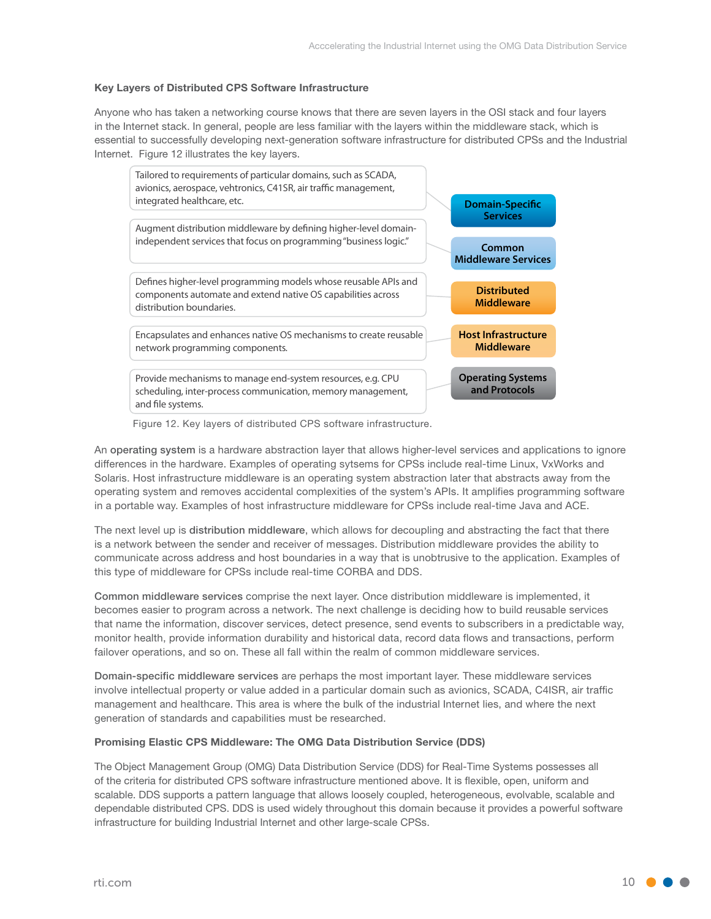### Key Layers of Distributed CPS Software Infrastructure

Anyone who has taken a networking course knows that there are seven layers in the OSI stack and four layers in the Internet stack. In general, people are less familiar with the layers within the middleware stack, which is essential to successfully developing next-generation software infrastructure for distributed CPSs and the Industrial Internet. Figure 12 illustrates the key layers.

| Layer | Description |
|---|---|
| Domain-Specific Services | Tailored to requirements of particular domains, such as SCADA, avionics, aerospace, vehtronics, C41SR, air traffic management, integrated healthcare, etc. |
| Common Middleware Services | Augment distribution middleware by defining higher-level domain-independent services that focus on programming "business logic." |
| Distributed Middleware | Defines higher-level programming models whose reusable APIs and components automate and extend native OS capabilities across distribution boundaries. |
| Host Infrastructure Middleware | Encapsulates and enhances native OS mechanisms to create reusable network programming components. |
| Operating Systems and Protocols | Provide mechanisms to manage end-system resources, e.g. CPU scheduling, inter-process communication, memory management, and file systems. |

Figure 12. Key layers of distributed CPS software infrastructure.

An **operating system** is a hardware abstraction layer that allows higher-level services and applications to ignore differences in the hardware. Examples of operating sytsems for CPSs include real-time Linux, VxWorks and Solaris. Host infrastructure middleware is an operating system abstraction later that abstracts away from the operating system and removes accidental complexities of the system's APIs. It amplifies programming software in a portable way. Examples of host infrastructure middleware for CPSs include real-time Java and ACE.

The next level up is **distribution middleware**, which allows for decoupling and abstracting the fact that there is a network between the sender and receiver of messages. Distribution middleware provides the ability to communicate across address and host boundaries in a way that is unobtrusive to the application. Examples of this type of middleware for CPSs include real-time CORBA and DDS.

**Common middleware services** comprise the next layer. Once distribution middleware is implemented, it becomes easier to program across a network. The next challenge is deciding how to build reusable services that name the information, discover services, detect presence, send events to subscribers in a predictable way, monitor health, provide information durability and historical data, record data flows and transactions, perform failover operations, and so on. These all fall within the realm of common middleware services.

**Domain-specific middleware services** are perhaps the most important layer. These middleware services involve intellectual property or value added in a particular domain such as avionics, SCADA, C4ISR, air traffic management and healthcare. This area is where the bulk of the industrial Internet lies, and where the next generation of standards and capabilities must be researched.

### Promising Elastic CPS Middleware: The OMG Data Distribution Service (DDS)

The Object Management Group (OMG) Data Distribution Service (DDS) for Real-Time Systems possesses all of the criteria for distributed CPS software infrastructure mentioned above. It is flexible, open, uniform and scalable. DDS supports a pattern language that allows loosely coupled, heterogeneous, evolvable, scalable and dependable distributed CPS. DDS is used widely throughout this domain because it provides a powerful software infrastructure for building Industrial Internet and other large-scale CPSs.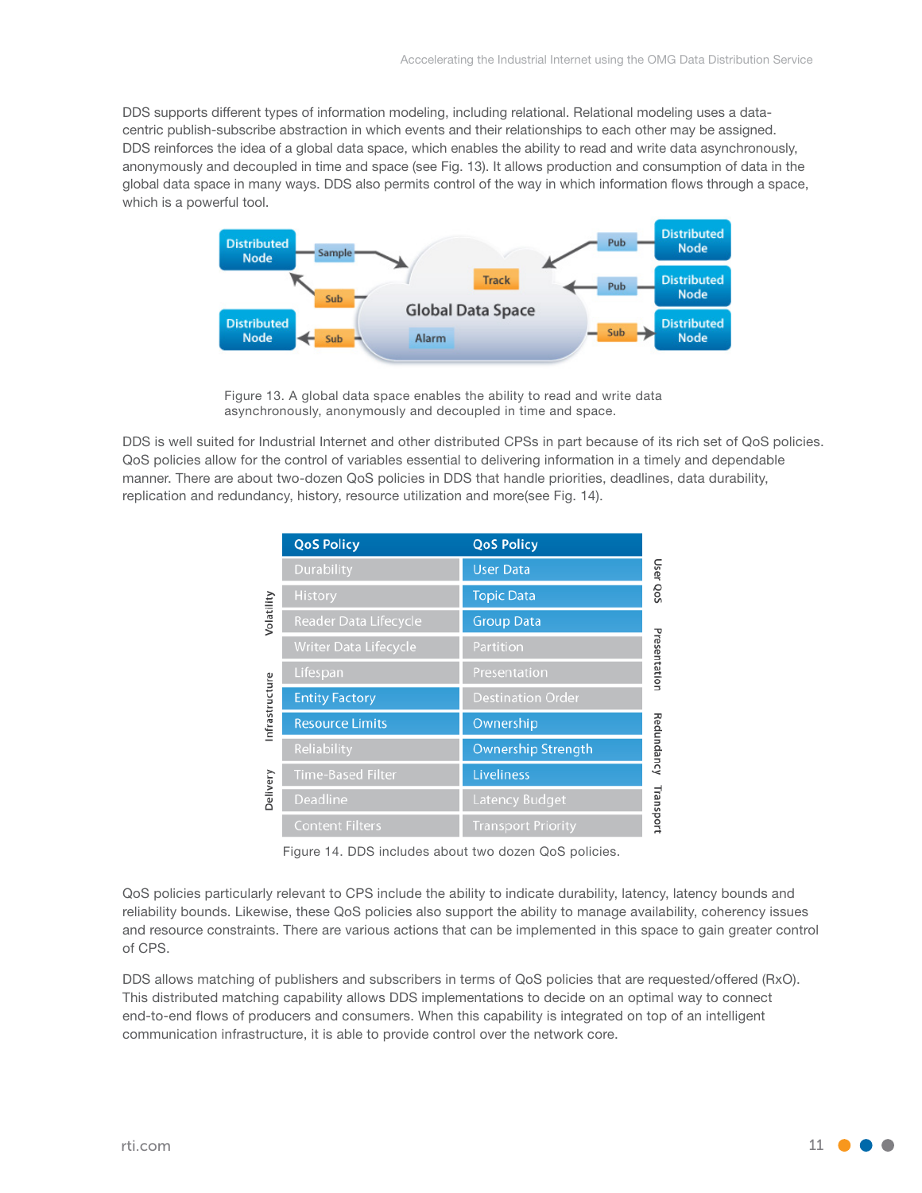DDS supports different types of information modeling, including relational. Relational modeling uses a data-centric publish-subscribe abstraction in which events and their relationships to each other may be assigned. DDS reinforces the idea of a global data space, which enables the ability to read and write data asynchronously, anonymously and decoupled in time and space (see Fig. 13). It allows production and consumption of data in the global data space in many ways. DDS also permits control of the way in which information flows through a space, which is a powerful tool.

Figure 13. A global data space enables the ability to read and write data asynchronously, anonymously and decoupled in time and space.

DDS is well suited for Industrial Internet and other distributed CPSs in part because of its rich set of QoS policies. QoS policies allow for the control of variables essential to delivering information in a timely and dependable manner. There are about two-dozen QoS policies in DDS that handle priorities, deadlines, data durability, replication and redundancy, history, resource utilization and more(see Fig. 14).

| QoS Policy | QoS Policy |
|---|---|
| Durability | User Data |
| History | Topic Data |
| Reader Data Lifecycle | Group Data |
| Writer Data Lifecycle | Partition |
| Lifespan | Presentation |
| Entity Factory | Destination Order |
| Resource Limits | Ownership |
| Reliability | Ownership Strength |
| Time-Based Filter | Liveliness |
| Deadline | Latency Budget |
| Content Filters | Transport Priority |

Figure 14. DDS includes about two dozen QoS policies.

QoS policies particularly relevant to CPS include the ability to indicate durability, latency, latency bounds and reliability bounds. Likewise, these QoS policies also support the ability to manage availability, coherency issues and resource constraints. There are various actions that can be implemented in this space to gain greater control of CPS.

DDS allows matching of publishers and subscribers in terms of QoS policies that are requested/offered (RxO). This distributed matching capability allows DDS implementations to decide on an optimal way to connect end-to-end flows of producers and consumers. When this capability is integrated on top of an intelligent communication infrastructure, it is able to provide control over the network core.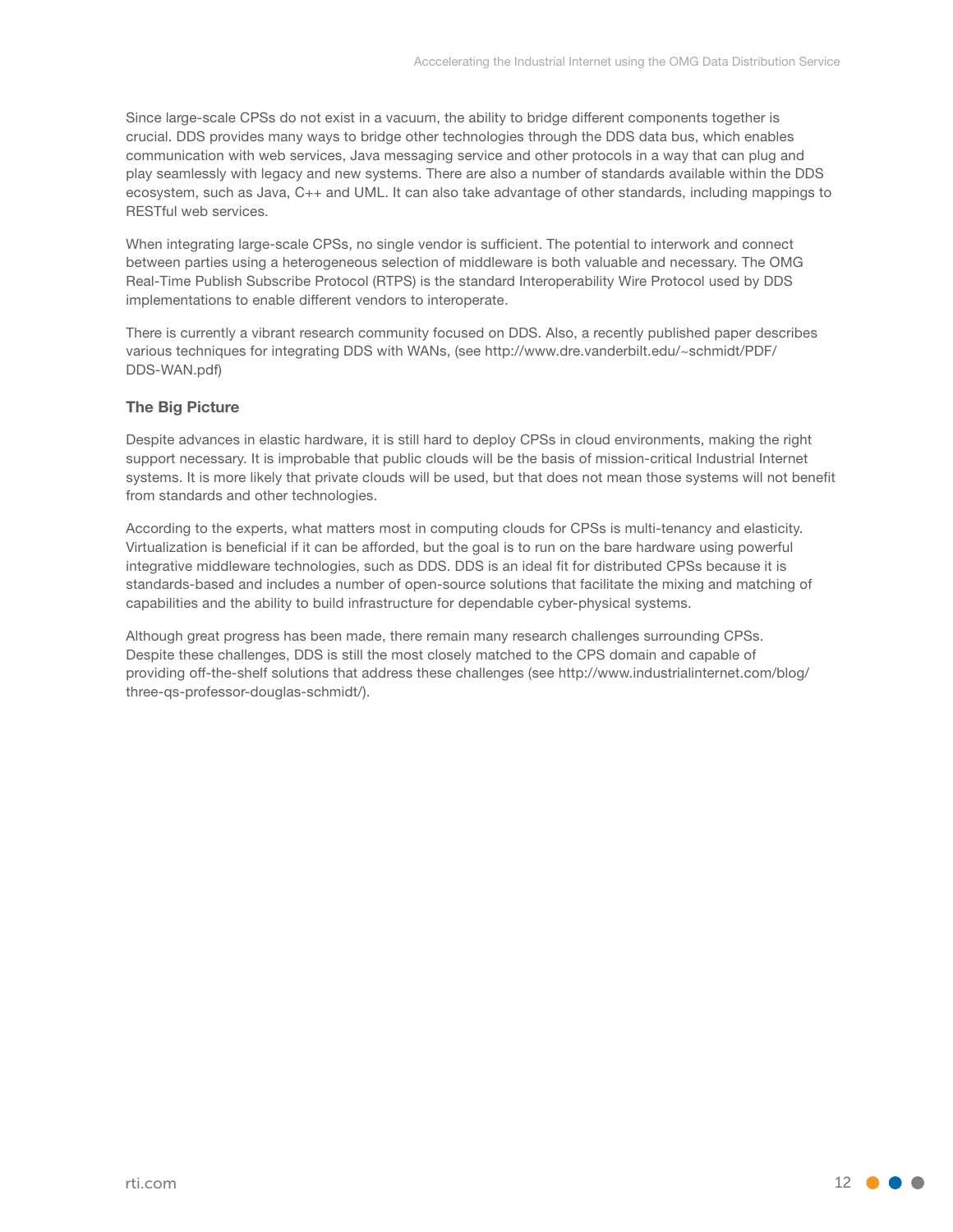Since large-scale CPSs do not exist in a vacuum, the ability to bridge different components together is crucial. DDS provides many ways to bridge other technologies through the DDS data bus, which enables communication with web services, Java messaging service and other protocols in a way that can plug and play seamlessly with legacy and new systems. There are also a number of standards available within the DDS ecosystem, such as Java, C++ and UML. It can also take advantage of other standards, including mappings to RESTful web services.

When integrating large-scale CPSs, no single vendor is sufficient. The potential to interwork and connect between parties using a heterogeneous selection of middleware is both valuable and necessary. The OMG Real-Time Publish Subscribe Protocol (RTPS) is the standard Interoperability Wire Protocol used by DDS implementations to enable different vendors to interoperate.

There is currently a vibrant research community focused on DDS. Also, a recently published paper describes various techniques for integrating DDS with WANs, (see http://www.dre.vanderbilt.edu/~schmidt/PDF/DDS-WAN.pdf)

### The Big Picture

Despite advances in elastic hardware, it is still hard to deploy CPSs in cloud environments, making the right support necessary. It is improbable that public clouds will be the basis of mission-critical Industrial Internet systems. It is more likely that private clouds will be used, but that does not mean those systems will not benefit from standards and other technologies.

According to the experts, what matters most in computing clouds for CPSs is multi-tenancy and elasticity. Virtualization is beneficial if it can be afforded, but the goal is to run on the bare hardware using powerful integrative middleware technologies, such as DDS. DDS is an ideal fit for distributed CPSs because it is standards-based and includes a number of open-source solutions that facilitate the mixing and matching of capabilities and the ability to build infrastructure for dependable cyber-physical systems.

Although great progress has been made, there remain many research challenges surrounding CPSs. Despite these challenges, DDS is still the most closely matched to the CPS domain and capable of providing off-the-shelf solutions that address these challenges (see http://www.industrialinternet.com/blog/three-qs-professor-douglas-schmidt/).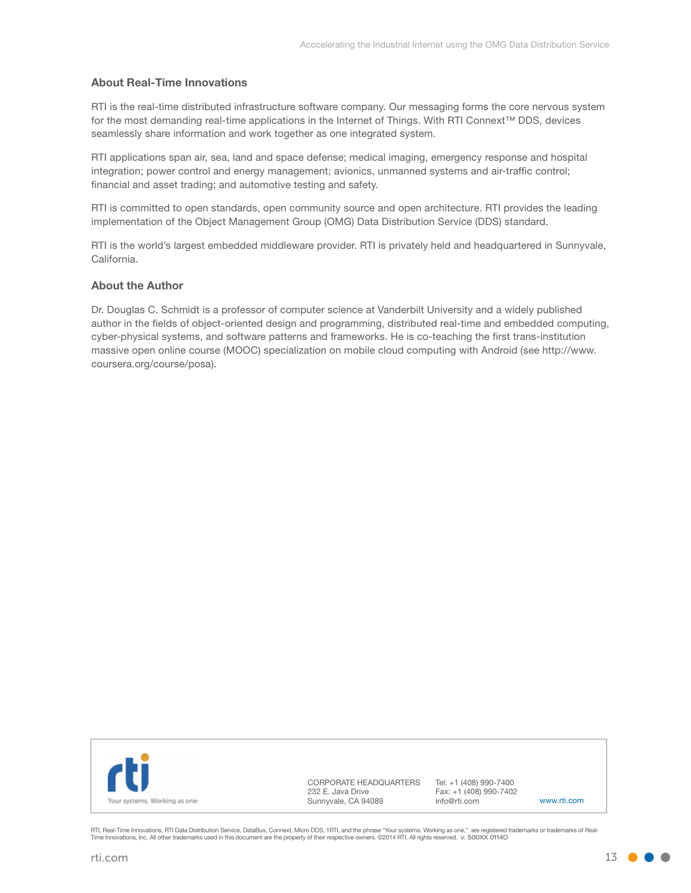## About Real-Time Innovations

RTI is the real-time distributed infrastructure software company. Our messaging forms the core nervous system for the most demanding real-time applications in the Internet of Things. With RTI Connext™ DDS, devices seamlessly share information and work together as one integrated system.

RTI applications span air, sea, land and space defense; medical imaging, emergency response and hospital integration; power control and energy management; avionics, unmanned systems and air-traffic control; financial and asset trading; and automotive testing and safety.

RTI is committed to open standards, open community source and open architecture. RTI provides the leading implementation of the Object Management Group (OMG) Data Distribution Service (DDS) standard.

RTI is the world's largest embedded middleware provider. RTI is privately held and headquartered in Sunnyvale, California.

## About the Author

Dr. Douglas C. Schmidt is a professor of computer science at Vanderbilt University and a widely published author in the fields of object-oriented design and programming, distributed real-time and embedded computing, cyber-physical systems, and software patterns and frameworks. He is co-teaching the first trans-institution massive open online course (MOOC) specialization on mobile cloud computing with Android (see http://www.coursera.org/course/posa).

rti
Your systems. Working as one

CORPORATE HEADQUARTERS
232 E. Java Drive
Sunnyvale, CA 94089

Tel: +1 (408) 990-7400
Fax: +1 (408) 990-7402
info@rti.com

www.rti.com

RTI, Real-Time Innovations, RTI Data Distribution Service, DataBus, Connext, Micro DDS, 1RTI, and the phrase "Your systems. Working as one," are registered trademarks or trademarks of Real-Time Innovations, Inc. All other trademarks used in this document are the property of their respective owners. ©2014 RTI. All rights reserved. v. 500XX 0114D